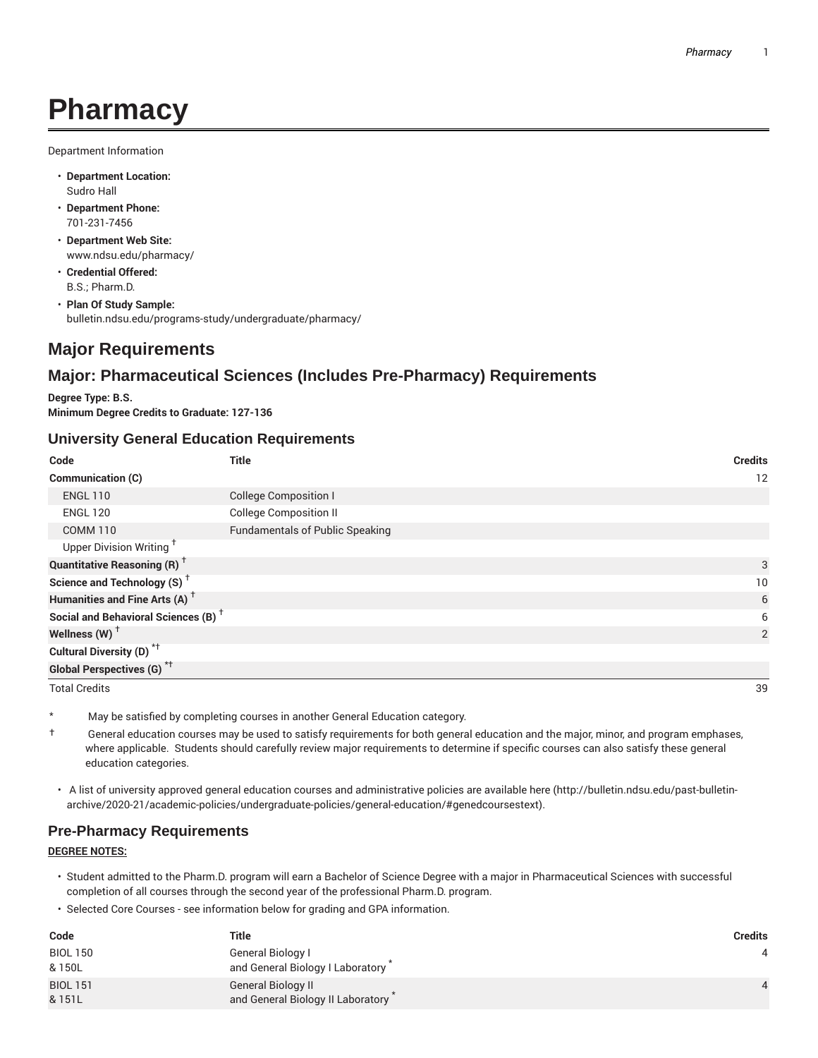# Pharmacy

Department Information

- **Department Location:**
  Sudro Hall
- **Department Phone:**
  701-231-7456
- **Department Web Site:**
  www.ndsu.edu/pharmacy/
- **Credential Offered:**
  B.S.; Pharm.D.
- **Plan Of Study Sample:**
  bulletin.ndsu.edu/programs-study/undergraduate/pharmacy/

## Major Requirements

## Major: Pharmaceutical Sciences (Includes Pre-Pharmacy) Requirements

**Degree Type: B.S.**
**Minimum Degree Credits to Graduate: 127-136**

### University General Education Requirements

| Code | Title | Credits |
|---|---|---|
| **Communication (C)** | | 12 |
| ENGL 110 | College Composition I | |
| ENGL 120 | College Composition II | |
| COMM 110 | Fundamentals of Public Speaking | |
| Upper Division Writing † | | |
| **Quantitative Reasoning (R)** † | | 3 |
| **Science and Technology (S)** † | | 10 |
| **Humanities and Fine Arts (A)** † | | 6 |
| **Social and Behavioral Sciences (B)** † | | 6 |
| **Wellness (W)** † | | 2 |
| **Cultural Diversity (D)** *† | | |
| **Global Perspectives (G)** *† | | |
| Total Credits | | 39 |

\* May be satisfied by completing courses in another General Education category.

† General education courses may be used to satisfy requirements for both general education and the major, minor, and program emphases, where applicable. Students should carefully review major requirements to determine if specific courses can also satisfy these general education categories.

- A list of university approved general education courses and administrative policies are available here (http://bulletin.ndsu.edu/past-bulletin-archive/2020-21/academic-policies/undergraduate-policies/general-education/#genedcoursestext).

### Pre-Pharmacy Requirements

**DEGREE NOTES:**

- Student admitted to the Pharm.D. program will earn a Bachelor of Science Degree with a major in Pharmaceutical Sciences with successful completion of all courses through the second year of the professional Pharm.D. program.
- Selected Core Courses - see information below for grading and GPA information.

| Code | Title | Credits |
|---|---|---|
| BIOL 150 & 150L | General Biology I and General Biology I Laboratory * | 4 |
| BIOL 151 & 151L | General Biology II and General Biology II Laboratory * | 4 |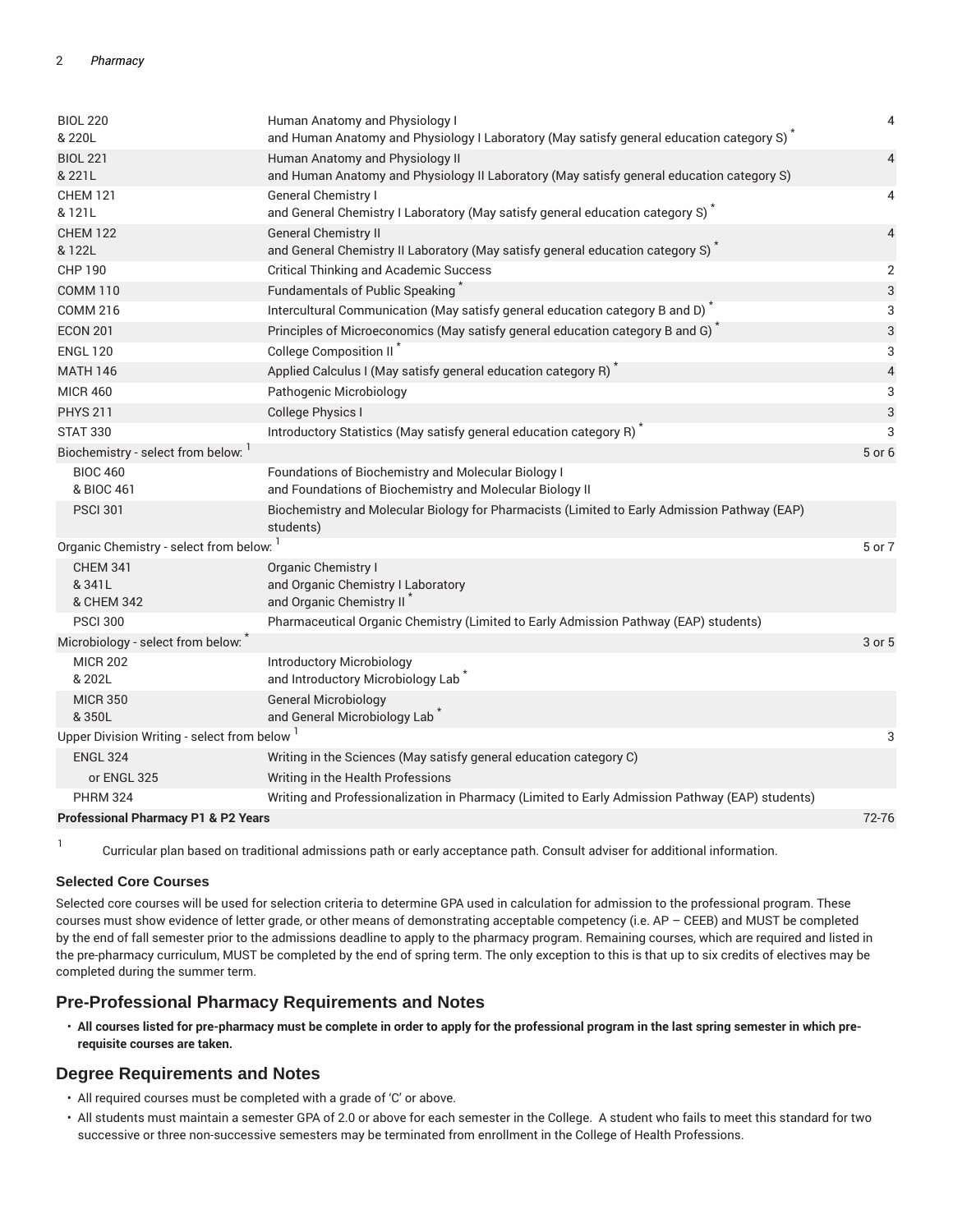| Course | Title | Credits |
|---|---|---|
| BIOL 220<br>& 220L | Human Anatomy and Physiology I<br>and Human Anatomy and Physiology I Laboratory (May satisfy general education category S) * | 4 |
| BIOL 221<br>& 221L | Human Anatomy and Physiology II<br>and Human Anatomy and Physiology II Laboratory (May satisfy general education category S) | 4 |
| CHEM 121<br>& 121L | General Chemistry I<br>and General Chemistry I Laboratory (May satisfy general education category S) * | 4 |
| CHEM 122<br>& 122L | General Chemistry II<br>and General Chemistry II Laboratory (May satisfy general education category S) * | 4 |
| CHP 190 | Critical Thinking and Academic Success | 2 |
| COMM 110 | Fundamentals of Public Speaking * | 3 |
| COMM 216 | Intercultural Communication (May satisfy general education category B and D) * | 3 |
| ECON 201 | Principles of Microeconomics (May satisfy general education category B and G) * | 3 |
| ENGL 120 | College Composition II * | 3 |
| MATH 146 | Applied Calculus I (May satisfy general education category R) * | 4 |
| MICR 460 | Pathogenic Microbiology | 3 |
| PHYS 211 | College Physics I | 3 |
| STAT 330 | Introductory Statistics (May satisfy general education category R) * | 3 |
| Biochemistry - select from below: [1] | | 5 or 6 |
| BIOC 460<br>& BIOC 461 | Foundations of Biochemistry and Molecular Biology I<br>and Foundations of Biochemistry and Molecular Biology II | |
| PSCI 301 | Biochemistry and Molecular Biology for Pharmacists (Limited to Early Admission Pathway (EAP) students) | |
| Organic Chemistry - select from below: [1] | | 5 or 7 |
| CHEM 341<br>& 341L<br>& CHEM 342 | Organic Chemistry I<br>and Organic Chemistry I Laboratory<br>and Organic Chemistry II * | |
| PSCI 300 | Pharmaceutical Organic Chemistry (Limited to Early Admission Pathway (EAP) students) | |
| Microbiology - select from below: * | | 3 or 5 |
| MICR 202<br>& 202L | Introductory Microbiology<br>and Introductory Microbiology Lab * | |
| MICR 350<br>& 350L | General Microbiology<br>and General Microbiology Lab * | |
| Upper Division Writing - select from below [1] | | 3 |
| ENGL 324 | Writing in the Sciences (May satisfy general education category C) | |
| or ENGL 325 | Writing in the Health Professions | |
| PHRM 324 | Writing and Professionalization in Pharmacy (Limited to Early Admission Pathway (EAP) students) | |
| **Professional Pharmacy P1 & P2 Years** | | 72-76 |

[1] Curricular plan based on traditional admissions path or early acceptance path. Consult adviser for additional information.

### Selected Core Courses

Selected core courses will be used for selection criteria to determine GPA used in calculation for admission to the professional program. These courses must show evidence of letter grade, or other means of demonstrating acceptable competency (i.e. AP – CEEB) and MUST be completed by the end of fall semester prior to the admissions deadline to apply to the pharmacy program. Remaining courses, which are required and listed in the pre-pharmacy curriculum, MUST be completed by the end of spring term. The only exception to this is that up to six credits of electives may be completed during the summer term.

## Pre-Professional Pharmacy Requirements and Notes

- **All courses listed for pre-pharmacy must be complete in order to apply for the professional program in the last spring semester in which pre-requisite courses are taken.**

## Degree Requirements and Notes

- All required courses must be completed with a grade of 'C' or above.
- All students must maintain a semester GPA of 2.0 or above for each semester in the College. A student who fails to meet this standard for two successive or three non-successive semesters may be terminated from enrollment in the College of Health Professions.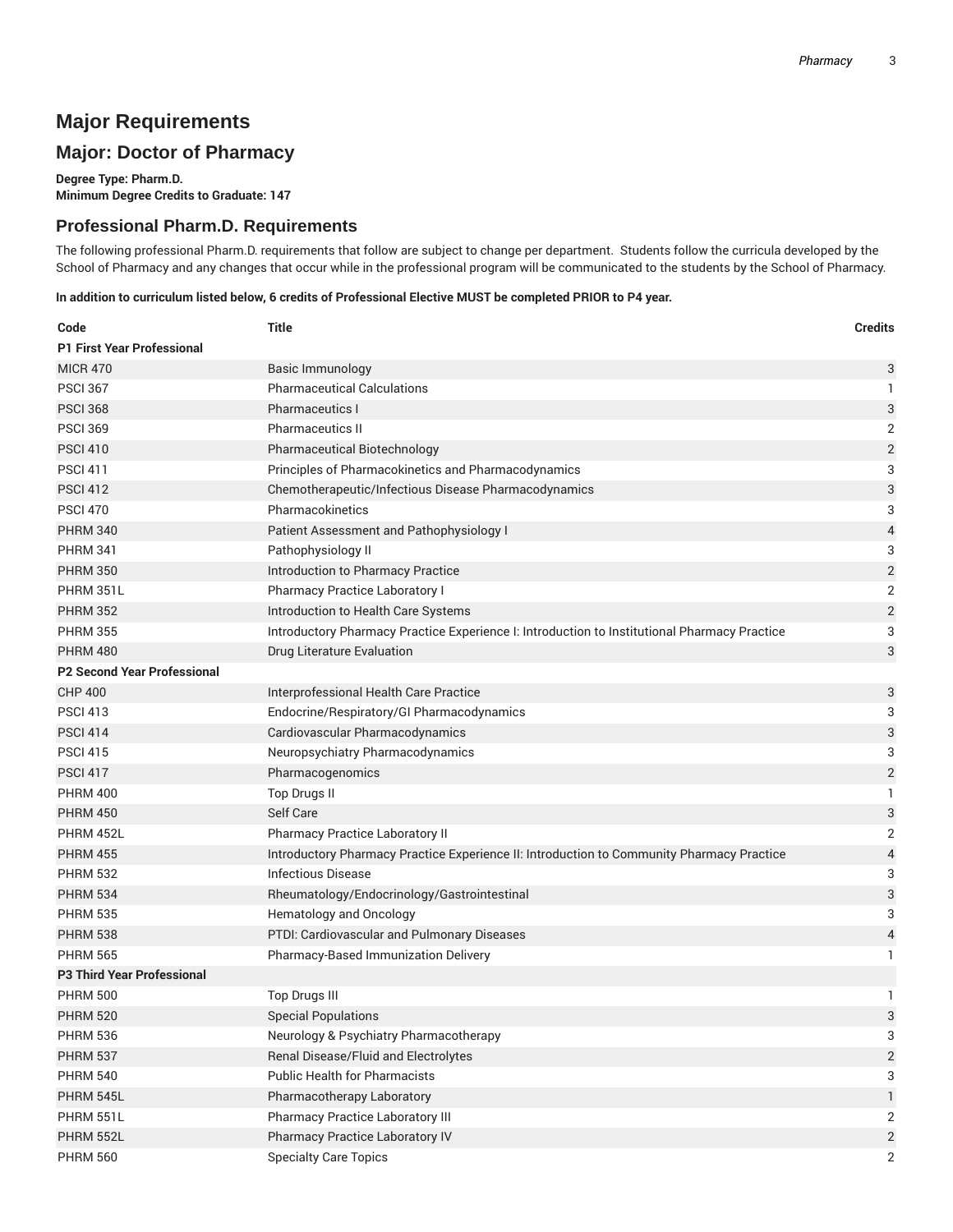# Major Requirements

## Major: Doctor of Pharmacy

**Degree Type: Pharm.D.**
**Minimum Degree Credits to Graduate: 147**

## Professional Pharm.D. Requirements

The following professional Pharm.D. requirements that follow are subject to change per department. Students follow the curricula developed by the School of Pharmacy and any changes that occur while in the professional program will be communicated to the students by the School of Pharmacy.

**In addition to curriculum listed below, 6 credits of Professional Elective MUST be completed PRIOR to P4 year.**

| Code | Title | Credits |
|---|---|---|
| **P1 First Year Professional** | | |
| MICR 470 | Basic Immunology | 3 |
| PSCI 367 | Pharmaceutical Calculations | 1 |
| PSCI 368 | Pharmaceutics I | 3 |
| PSCI 369 | Pharmaceutics II | 2 |
| PSCI 410 | Pharmaceutical Biotechnology | 2 |
| PSCI 411 | Principles of Pharmacokinetics and Pharmacodynamics | 3 |
| PSCI 412 | Chemotherapeutic/Infectious Disease Pharmacodynamics | 3 |
| PSCI 470 | Pharmacokinetics | 3 |
| PHRM 340 | Patient Assessment and Pathophysiology I | 4 |
| PHRM 341 | Pathophysiology II | 3 |
| PHRM 350 | Introduction to Pharmacy Practice | 2 |
| PHRM 351L | Pharmacy Practice Laboratory I | 2 |
| PHRM 352 | Introduction to Health Care Systems | 2 |
| PHRM 355 | Introductory Pharmacy Practice Experience I: Introduction to Institutional Pharmacy Practice | 3 |
| PHRM 480 | Drug Literature Evaluation | 3 |
| **P2 Second Year Professional** | | |
| CHP 400 | Interprofessional Health Care Practice | 3 |
| PSCI 413 | Endocrine/Respiratory/GI Pharmacodynamics | 3 |
| PSCI 414 | Cardiovascular Pharmacodynamics | 3 |
| PSCI 415 | Neuropsychiatry Pharmacodynamics | 3 |
| PSCI 417 | Pharmacogenomics | 2 |
| PHRM 400 | Top Drugs II | 1 |
| PHRM 450 | Self Care | 3 |
| PHRM 452L | Pharmacy Practice Laboratory II | 2 |
| PHRM 455 | Introductory Pharmacy Practice Experience II: Introduction to Community Pharmacy Practice | 4 |
| PHRM 532 | Infectious Disease | 3 |
| PHRM 534 | Rheumatology/Endocrinology/Gastrointestinal | 3 |
| PHRM 535 | Hematology and Oncology | 3 |
| PHRM 538 | PTDI: Cardiovascular and Pulmonary Diseases | 4 |
| PHRM 565 | Pharmacy-Based Immunization Delivery | 1 |
| **P3 Third Year Professional** | | |
| PHRM 500 | Top Drugs III | 1 |
| PHRM 520 | Special Populations | 3 |
| PHRM 536 | Neurology & Psychiatry Pharmacotherapy | 3 |
| PHRM 537 | Renal Disease/Fluid and Electrolytes | 2 |
| PHRM 540 | Public Health for Pharmacists | 3 |
| PHRM 545L | Pharmacotherapy Laboratory | 1 |
| PHRM 551L | Pharmacy Practice Laboratory III | 2 |
| PHRM 552L | Pharmacy Practice Laboratory IV | 2 |
| PHRM 560 | Specialty Care Topics | 2 |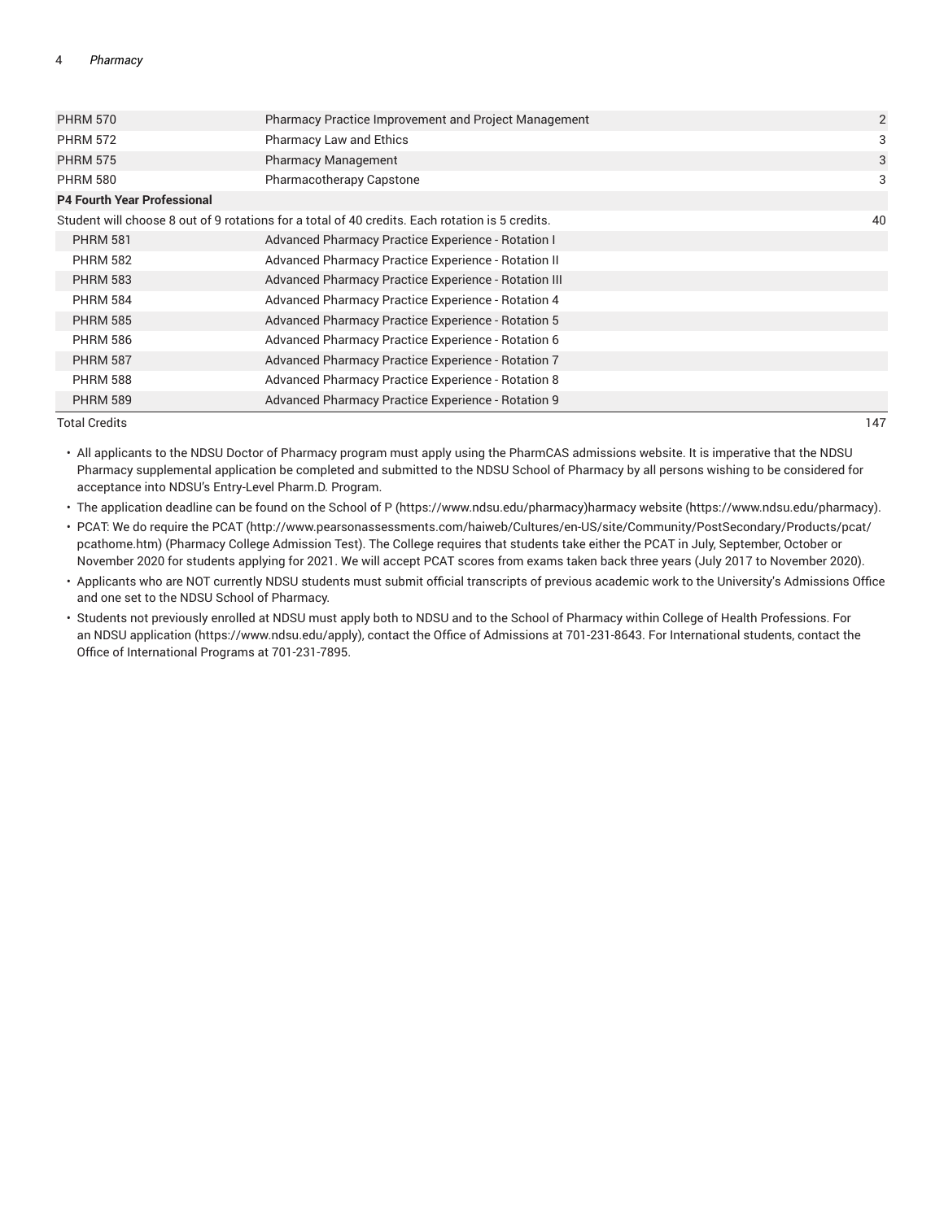| | | |
|---|---|---|
| PHRM 570 | Pharmacy Practice Improvement and Project Management | 2 |
| PHRM 572 | Pharmacy Law and Ethics | 3 |
| PHRM 575 | Pharmacy Management | 3 |
| PHRM 580 | Pharmacotherapy Capstone | 3 |
| **P4 Fourth Year Professional** | | |
| Student will choose 8 out of 9 rotations for a total of 40 credits. Each rotation is 5 credits. | | 40 |
| PHRM 581 | Advanced Pharmacy Practice Experience - Rotation I | |
| PHRM 582 | Advanced Pharmacy Practice Experience - Rotation II | |
| PHRM 583 | Advanced Pharmacy Practice Experience - Rotation III | |
| PHRM 584 | Advanced Pharmacy Practice Experience - Rotation 4 | |
| PHRM 585 | Advanced Pharmacy Practice Experience - Rotation 5 | |
| PHRM 586 | Advanced Pharmacy Practice Experience - Rotation 6 | |
| PHRM 587 | Advanced Pharmacy Practice Experience - Rotation 7 | |
| PHRM 588 | Advanced Pharmacy Practice Experience - Rotation 8 | |
| PHRM 589 | Advanced Pharmacy Practice Experience - Rotation 9 | |
| Total Credits | | 147 |

- All applicants to the NDSU Doctor of Pharmacy program must apply using the PharmCAS admissions website. It is imperative that the NDSU Pharmacy supplemental application be completed and submitted to the NDSU School of Pharmacy by all persons wishing to be considered for acceptance into NDSU's Entry-Level Pharm.D. Program.
- The application deadline can be found on the School of P (https://www.ndsu.edu/pharmacy)harmacy website (https://www.ndsu.edu/pharmacy).
- PCAT: We do require the PCAT (http://www.pearsonassessments.com/haiweb/Cultures/en-US/site/Community/PostSecondary/Products/pcat/pcathome.htm) (Pharmacy College Admission Test). The College requires that students take either the PCAT in July, September, October or November 2020 for students applying for 2021. We will accept PCAT scores from exams taken back three years (July 2017 to November 2020).
- Applicants who are NOT currently NDSU students must submit official transcripts of previous academic work to the University's Admissions Office and one set to the NDSU School of Pharmacy.
- Students not previously enrolled at NDSU must apply both to NDSU and to the School of Pharmacy within College of Health Professions. For an NDSU application (https://www.ndsu.edu/apply), contact the Office of Admissions at 701-231-8643. For International students, contact the Office of International Programs at 701-231-7895.